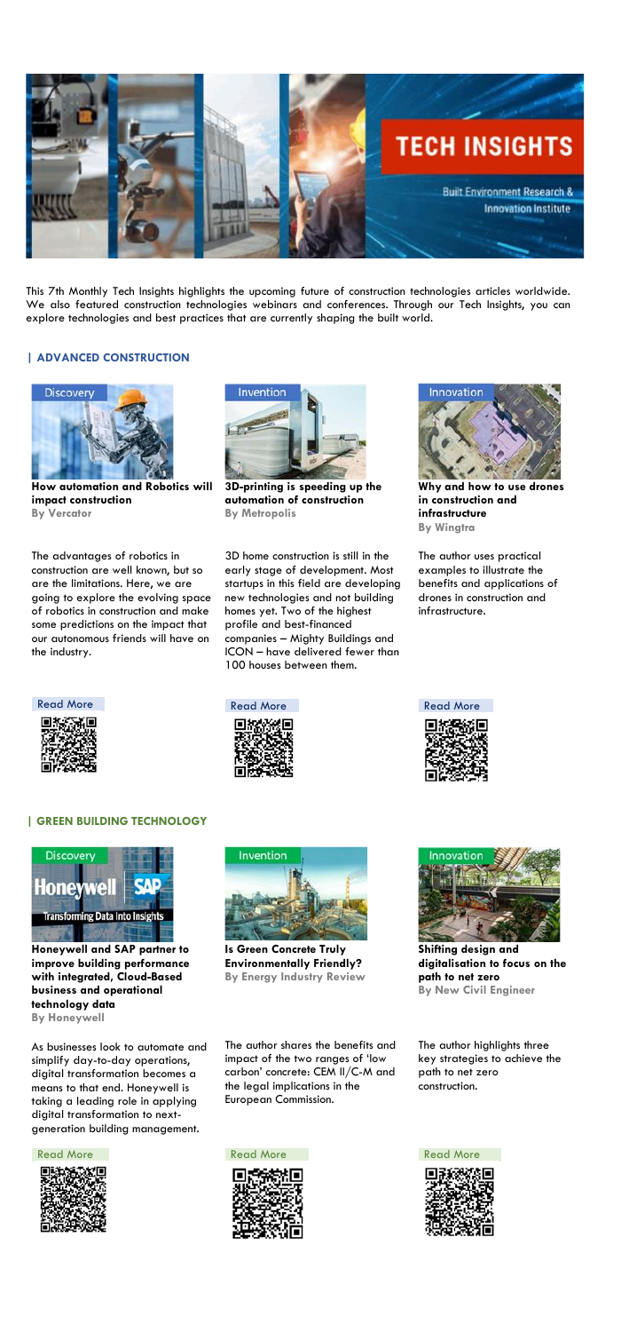# TECH INSIGHTS

Built Environment Research & Innovation Institute

This 7th Monthly Tech Insights highlights the upcoming future of construction technologies articles worldwide. We also featured construction technologies webinars and conferences. Through our Tech Insights, you can explore technologies and best practices that are currently shaping the built world.

## | ADVANCED CONSTRUCTION

Discovery

**How automation and Robotics will impact construction**
**By Vercator**

The advantages of robotics in construction are well known, but so are the limitations. Here, we are going to explore the evolving space of robotics in construction and make some predictions on the impact that our autonomous friends will have on the industry.

Read More

Invention

**3D-printing is speeding up the automation of construction**
**By Metropolis**

3D home construction is still in the early stage of development. Most startups in this field are developing new technologies and not building homes yet. Two of the highest profile and best-financed companies – Mighty Buildings and ICON – have delivered fewer than 100 houses between them.

Read More

Innovation

**Why and how to use drones in construction and infrastructure**
**By Wingtra**

The author uses practical examples to illustrate the benefits and applications of drones in construction and infrastructure.

Read More

## | GREEN BUILDING TECHNOLOGY

Discovery

**Honeywell and SAP partner to improve building performance with integrated, Cloud-Based business and operational technology data**
**By Honeywell**

As businesses look to automate and simplify day-to-day operations, digital transformation becomes a means to that end. Honeywell is taking a leading role in applying digital transformation to next-generation building management.

Read More

Invention

**Is Green Concrete Truly Environmentally Friendly?**
**By Energy Industry Review**

The author shares the benefits and impact of the two ranges of 'low carbon' concrete: CEM II/C-M and the legal implications in the European Commission.

Read More

Innovation

**Shifting design and digitalisation to focus on the path to net zero**
**By New Civil Engineer**

The author highlights three key strategies to achieve the path to net zero construction.

Read More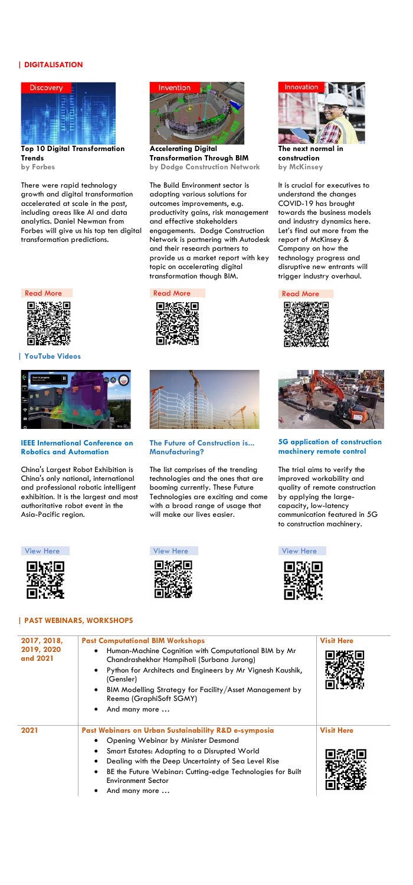## | DIGITALISATION

Discovery

**Top 10 Digital Transformation Trends**
**by Forbes**

There were rapid technology growth and digital transformation accelerated at scale in the past, including areas like AI and data analytics. Daniel Newman from Forbes will give us his top ten digital transformation predictions.

Read More

Invention

**Accelerating Digital Transformation Through BIM**
**by Dodge Construction Network**

The Build Environment sector is adopting various solutions for outcomes improvements, e.g. productivity gains, risk management and effective stakeholders engagements. Dodge Construction Network is partnering with Autodesk and their research partners to provide us a market report with key topic on accelerating digital transformation though BIM.

Read More

Innovation

**The next normal in construction**
**by McKinsey**

It is crucial for executives to understand the changes COVID-19 has brought towards the business models and industry dynamics here. Let's find out more from the report of McKinsey & Company on how the technology progress and disruptive new entrants will trigger industry overhaul.

Read More

## | YouTube Videos

**IEEE International Conference on Robotics and Automation**

China's Largest Robot Exhibition is China's only national, international and professional robotic intelligent exhibition. It is the largest and most authoritative robot event in the Asia-Pacific region.

View Here

**The Future of Construction is... Manufacturing?**

The list comprises of the trending technologies and the ones that are booming currently. These Future Technologies are exciting and come with a broad range of usage that will make our lives easier.

View Here

**5G application of construction machinery remote control**

The trial aims to verify the improved workability and quality of remote construction by applying the large-capacity, low-latency communication featured in 5G to construction machinery.

View Here

## | PAST WEBINARS, WORKSHOPS

| Year | Details | Link |
|---|---|---|
| 2017, 2018, 2019, 2020 and 2021 | **Past Computational BIM Workshops**<br>• Human-Machine Cognition with Computational BIM by Mr Chandrashekhar Hampiholi (Surbana Jurong)<br>• Python for Architects and Engineers by Mr Vignesh Kaushik, (Gensler)<br>• BIM Modelling Strategy for Facility/Asset Management by Reema (GraphiSoft SGMY)<br>• And many more … | Visit Here |
| 2021 | **Past Webinars on Urban Sustainability R&D e-symposia**<br>• Opening Webinar by Minister Desmond<br>• Smart Estates: Adapting to a Disrupted World<br>• Dealing with the Deep Uncertainty of Sea Level Rise<br>• BE the Future Webinar: Cutting-edge Technologies for Built Environment Sector<br>• And many more … | Visit Here |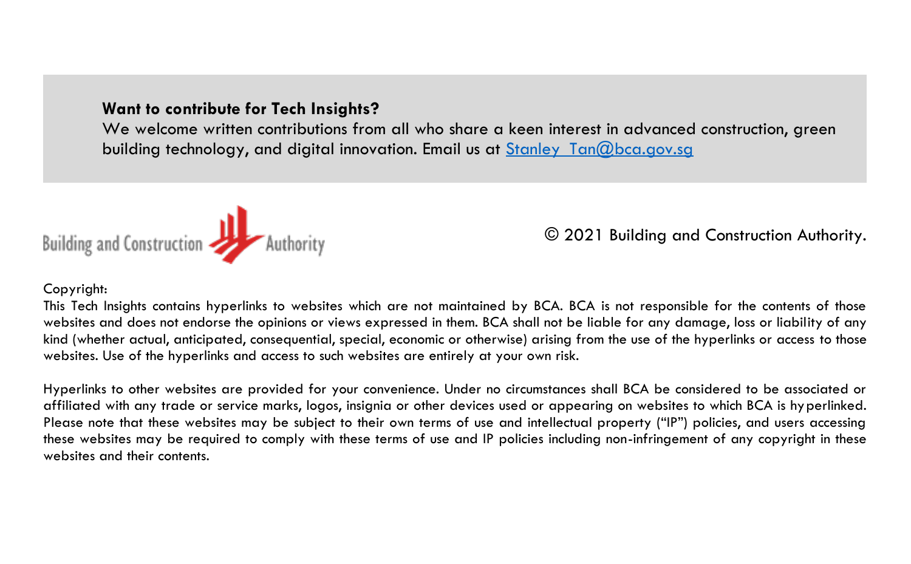**Want to contribute for Tech Insights?**

We welcome written contributions from all who share a keen interest in advanced construction, green building technology, and digital innovation. Email us at [Stanley_Tan@bca.gov.sg](mailto:Stanley_Tan@bca.gov.sg)

Building and Construction Authority

© 2021 Building and Construction Authority.

Copyright:

This Tech Insights contains hyperlinks to websites which are not maintained by BCA. BCA is not responsible for the contents of those websites and does not endorse the opinions or views expressed in them. BCA shall not be liable for any damage, loss or liability of any kind (whether actual, anticipated, consequential, special, economic or otherwise) arising from the use of the hyperlinks or access to those websites. Use of the hyperlinks and access to such websites are entirely at your own risk.

Hyperlinks to other websites are provided for your convenience. Under no circumstances shall BCA be considered to be associated or affiliated with any trade or service marks, logos, insignia or other devices used or appearing on websites to which BCA is hyperlinked. Please note that these websites may be subject to their own terms of use and intellectual property ("IP") policies, and users accessing these websites may be required to comply with these terms of use and IP policies including non-infringement of any copyright in these websites and their contents.